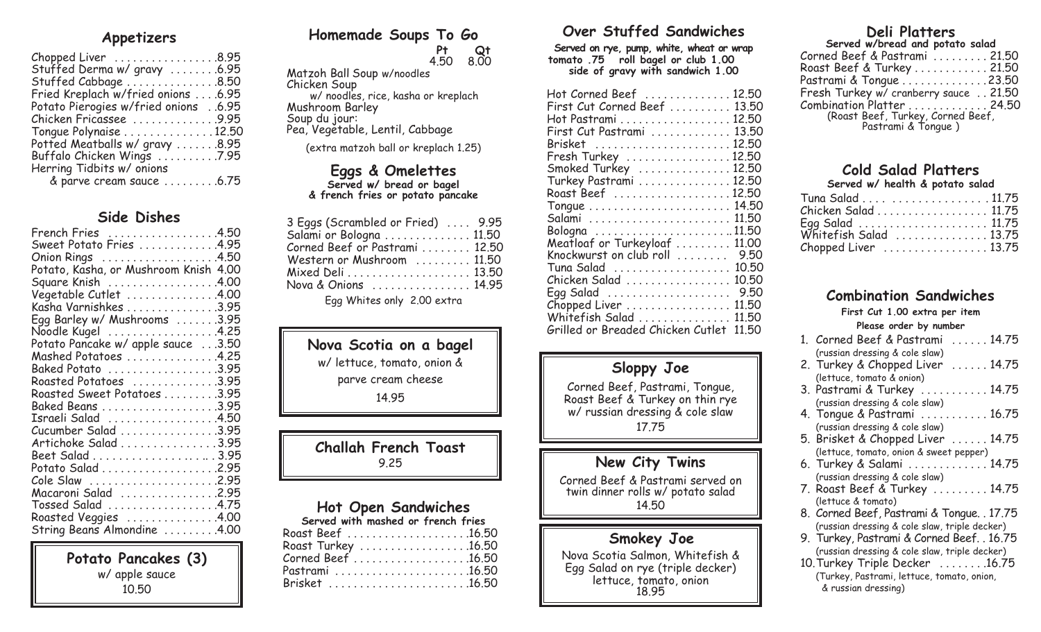## Appetizers

- Chopped Liver .................8.95
- Stuffed Derma w/ gravy ........6.95
- Stuffed Cabbage ..............8.50
- Fried Kreplach w/fried onions ....6.95
- Potato Pierogies w/fried onions ..6.95
- Chicken Fricassee .............9.95
- Tongue Polynaise ..............12.50
- Potted Meatballs w/ gravy .......8.95
- Buffalo Chicken Wings ..........7.95
- Herring Tidbits w/ onions & parve cream sauce .........6.75

## Side Dishes

- French Fries ..................4.50
- Sweet Potato Fries .............4.95
- Onion Rings ...................4.95
- Potato, Kasha, or Mushroom Knish 4.00
- Square Knish ..................4.00
- Vegetable Cutlet ...............4.00
- Kasha Varnishkes ...............3.95
- Egg Barley w/ Mushrooms .......3.95
- Noodle Kugel ..................4.25
- Potato Pancake w/ apple sauce ...3.50
- Mashed Potatoes ...............4.25
- Baked Potato ..................3.95
- Roasted Potatoes ..............3.95
- Roasted Sweet Potatoes .........3.95
- Baked Beans ...................3.95
- Israeli Salad ..................4.50
- Cucumber Salad ................3.95
- Artichoke Salad ................3.95
- Beet Salad ....................3.95
- Potato Salad ...................2.95
- Cole Slaw .....................2.95
- Macaroni Salad ................2.95
- Tossed Salad ..................4.75
- Roasted Veggies ...............4.00
- String Beans Almondine .........4.00

### Potato Pancakes (3)

w/ apple sauce

10.50

## Homemade Soups To Go

| | Pt | Qt |
|---|---|---|
| | 4.50 | 8.00 |

- Matzoh Ball Soup w/noodles
- Chicken Soup w/ noodles, rice, kasha or kreplach
- Mushroom Barley
- Soup du jour: Pea, Vegetable, Lentil, Cabbage

(extra matzoh ball or kreplach 1.25)

## Eggs & Omelettes

**Served w/ bread or bagel & french fries or potato pancake**

- 3 Eggs (Scrambled or Fried) .... 9.95
- Salami or Bologna .............. 11.50
- Corned Beef or Pastrami ........ 12.50
- Western or Mushroom ......... 11.50
- Mixed Deli .................... 13.50
- Nova & Onions ................ 14.95

Egg Whites only 2.00 extra

### Nova Scotia on a bagel

w/ lettuce, tomato, onion & parve cream cheese

14.95

### Challah French Toast

9.25

## Hot Open Sandwiches

**Served with mashed or french fries**

- Roast Beef ....................16.50
- Roast Turkey ..................16.50
- Corned Beef ...................16.50
- Pastrami ......................16.50
- Brisket .......................16.50

## Over Stuffed Sandwiches

**Served on rye, pump, white, wheat or wrap tomato .75 roll bagel or club 1.00 side of gravy with sandwich 1.00**

- Hot Corned Beef .............. 12.50
- First Cut Corned Beef .......... 13.50
- Hot Pastrami .................. 12.50
- First Cut Pastrami ............. 13.50
- Brisket ....................... 12.50
- Fresh Turkey .................12.50
- Smoked Turkey ............... 12.50
- Turkey Pastrami ............... 12.50
- Roast Beef ...................12.50
- Tongue ....................... 14.50
- Salami ....................... 11.50
- Bologna ......................11.50
- Meatloaf or Turkeyloaf ......... 11.00
- Knockwurst on club roll ........ 9.50
- Tuna Salad ................... 10.50
- Chicken Salad ................. 10.50
- Egg Salad .................... 9.50
- Chopped Liver ................. 11.50
- Whitefish Salad ............... 11.50
- Grilled or Breaded Chicken Cutlet 11.50

### Sloppy Joe

Corned Beef, Pastrami, Tongue, Roast Beef & Turkey on thin rye w/ russian dressing & cole slaw

17.75

### New City Twins

Corned Beef & Pastrami served on twin dinner rolls w/ potato salad

14.50

### Smokey Joe

Nova Scotia Salmon, Whitefish & Egg Salad on rye (triple decker) lettuce, tomato, onion

18.95

## Deli Platters

**Served w/bread and potato salad**

- Corned Beef & Pastrami ......... 21.50
- Roast Beef & Turkey ............ 21.50
- Pastrami & Tongue .............23.50
- Fresh Turkey w/ cranberry sauce .. 21.50
- Combination Platter ............. 24.50 (Roast Beef, Turkey, Corned Beef, Pastrami & Tongue )

## Cold Salad Platters

**Served w/ health & potato salad**

- Tuna Salad .................... 11.75
- Chicken Salad .................. 11.75
- Egg Salad ..................... 11.75
- Whitefish Salad ............... 13.75
- Chopped Liver ................. 13.75

## Combination Sandwiches

**First Cut 1.00 extra per item**

**Please order by number**

1. Corned Beef & Pastrami ...... 14.75 (russian dressing & cole slaw)
2. Turkey & Chopped Liver ...... 14.75 (lettuce, tomato & onion)
3. Pastrami & Turkey ........... 14.75 (russian dressing & cole slaw)
4. Tongue & Pastrami ........... 16.75 (russian dressing & cole slaw)
5. Brisket & Chopped Liver ...... 14.75 (lettuce, tomato, onion & sweet pepper)
6. Turkey & Salami ............. 14.75 (russian dressing & cole slaw)
7. Roast Beef & Turkey ......... 14.75 (lettuce & tomato)
8. Corned Beef, Pastrami & Tongue. . 17.75 (russian dressing & cole slaw, triple decker)
9. Turkey, Pastrami & Corned Beef. . 16.75 (russian dressing & cole slaw, triple decker)
10. Turkey Triple Decker ........16.75 (Turkey, Pastrami, lettuce, tomato, onion, & russian dressing)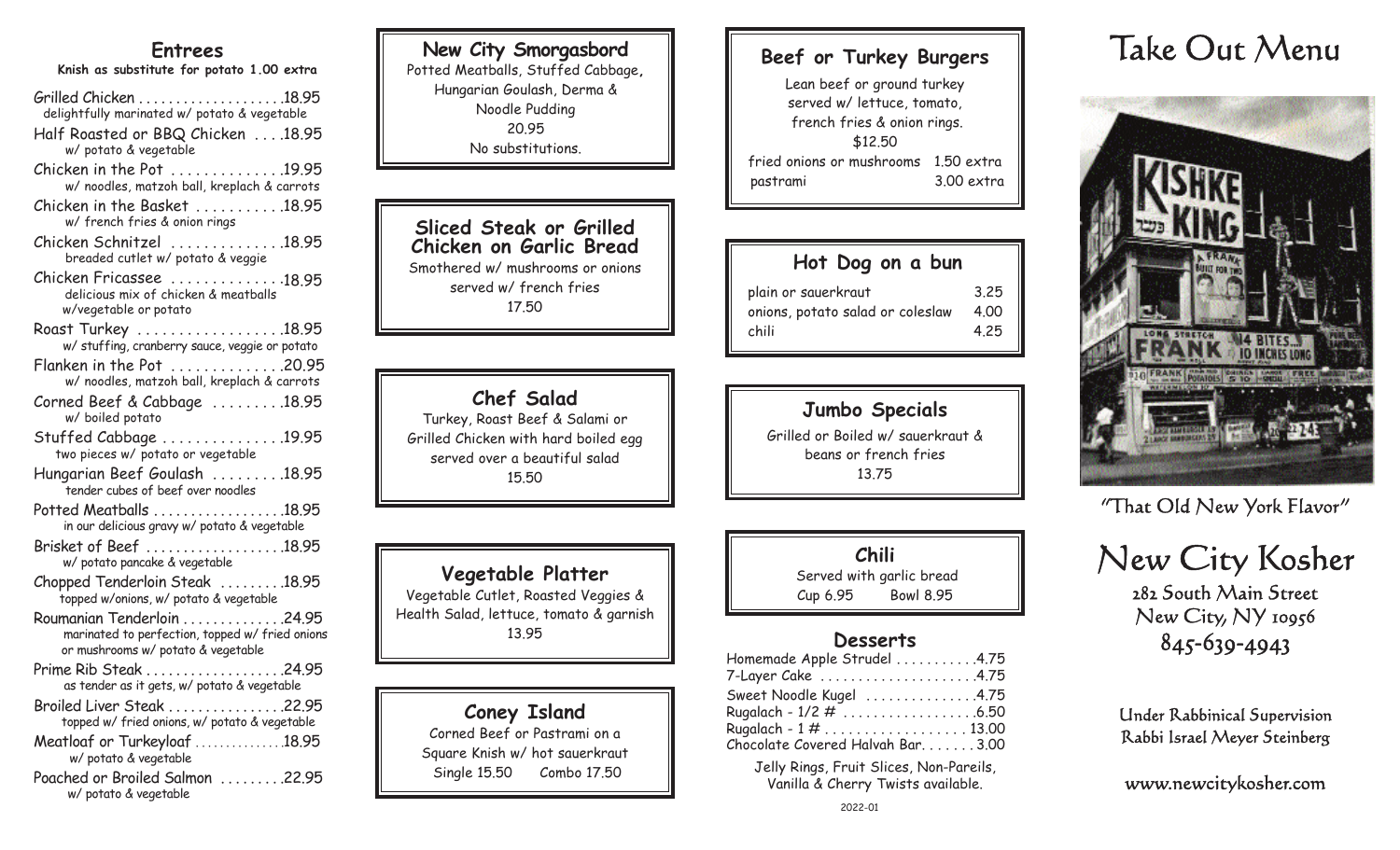## Entrees

**Knish as substitute for potato 1.00 extra**

Grilled Chicken .................... 18.95
delightfully marinated w/ potato & vegetable

Half Roasted or BBQ Chicken .... 18.95
w/ potato & vegetable

Chicken in the Pot .............. 19.95
w/ noodles, matzoh ball, kreplach & carrots

Chicken in the Basket ........... 18.95
w/ french fries & onion rings

Chicken Schnitzel .............. 18.95
breaded cutlet w/ potato & veggie

Chicken Fricassee .............. 18.95
delicious mix of chicken & meatballs w/vegetable or potato

Roast Turkey .................. 18.95
w/ stuffing, cranberry sauce, veggie or potato

Flanken in the Pot .............. 20.95
w/ noodles, matzoh ball, kreplach & carrots

Corned Beef & Cabbage ......... 18.95
w/ boiled potato

Stuffed Cabbage ............... 19.95
two pieces w/ potato or vegetable

Hungarian Beef Goulash ......... 18.95
tender cubes of beef over noodles

Potted Meatballs .................. 18.95
in our delicious gravy w/ potato & vegetable

Brisket of Beef .................. 18.95
w/ potato pancake & vegetable

Chopped Tenderloin Steak ......... 18.95
topped w/onions, w/ potato & vegetable

Roumanian Tenderloin .............. 24.95
marinated to perfection, topped w/ fried onions or mushrooms w/ potato & vegetable

Prime Rib Steak .................. 24.95
as tender as it gets, w/ potato & vegetable

Broiled Liver Steak ................ 22.95
topped w/ fried onions, w/ potato & vegetable

Meatloaf or Turkeyloaf .............. 18.95
w/ potato & vegetable

Poached or Broiled Salmon ......... 22.95
w/ potato & vegetable

## New City Smorgasbord

Potted Meatballs, Stuffed Cabbage, Hungarian Goulash, Derma & Noodle Pudding

20.95

No substitutions.

## Sliced Steak or Grilled Chicken on Garlic Bread

Smothered w/ mushrooms or onions served w/ french fries

17.50

## Chef Salad

Turkey, Roast Beef & Salami or Grilled Chicken with hard boiled egg served over a beautiful salad

15.50

## Vegetable Platter

Vegetable Cutlet, Roasted Veggies & Health Salad, lettuce, tomato & garnish

13.95

## Coney Island

Corned Beef or Pastrami on a Square Knish w/ hot sauerkraut

Single 15.50 Combo 17.50

## Beef or Turkey Burgers

Lean beef or ground turkey served w/ lettuce, tomato, french fries & onion rings.

$12.50

| | |
|---|---|
| fried onions or mushrooms | 1.50 extra |
| pastrami | 3.00 extra |

## Hot Dog on a bun

| | |
|---|---|
| plain or sauerkraut | 3.25 |
| onions, potato salad or coleslaw | 4.00 |
| chili | 4.25 |

## Jumbo Specials

Grilled or Boiled w/ sauerkraut & beans or french fries

13.75

## Chili

Served with garlic bread

Cup 6.95 Bowl 8.95

## Desserts

Homemade Apple Strudel ........... 4.75
7-Layer Cake ..................... 4.75
Sweet Noodle Kugel .............. 4.75
Rugalach - 1/2 # .................. 6.50
Rugalach - 1 # .................. 13.00
Chocolate Covered Halvah Bar........ 3.00

Jelly Rings, Fruit Slices, Non-Pareils, Vanilla & Cherry Twists available.

2022-01

# Take Out Menu

"That Old New York Flavor"

# New City Kosher

282 South Main Street
New City, NY 10956
845-639-4943

Under Rabbinical Supervision
Rabbi Israel Meyer Steinberg

www.newcitykosher.com